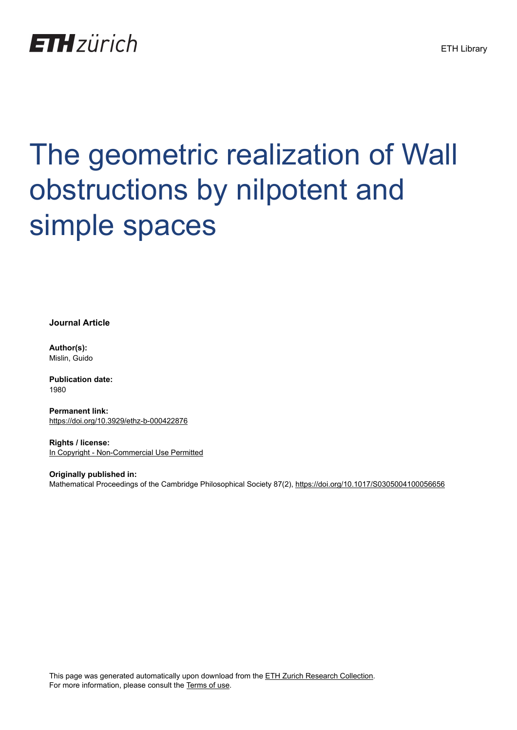ETH Library

# The geometric realization of Wall obstructions by nilpotent and simple spaces

**Journal Article**

**Author(s):**
Mislin, Guido

**Publication date:**
1980

**Permanent link:**
https://doi.org/10.3929/ethz-b-000422876

**Rights / license:**
In Copyright - Non-Commercial Use Permitted

**Originally published in:**
Mathematical Proceedings of the Cambridge Philosophical Society 87(2), https://doi.org/10.1017/S0305004100056656

This page was generated automatically upon download from the ETH Zurich Research Collection.
For more information, please consult the Terms of use.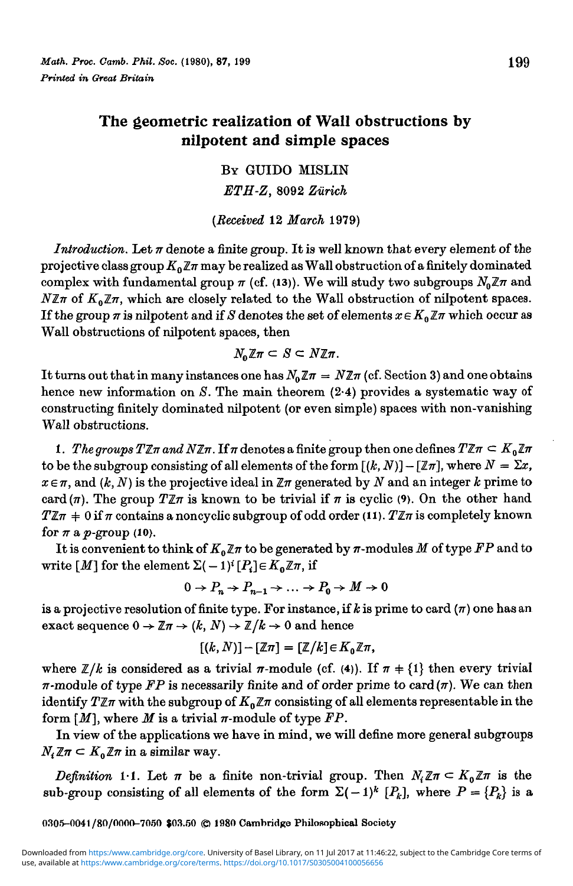# The geometric realization of Wall obstructions by nilpotent and simple spaces

By GUIDO MISLIN

*ETH-Z*, 8092 *Zürich*

(*Received* 12 *March* 1979)

*Introduction*. Let $\pi$ denote a finite group. It is well known that every element of the projective class group $K_0\mathbb{Z}\pi$ may be realized as Wall obstruction of a finitely dominated complex with fundamental group $\pi$ (cf. (13)). We will study two subgroups $N_0\mathbb{Z}\pi$ and $N\mathbb{Z}\pi$ of $K_0\mathbb{Z}\pi$, which are closely related to the Wall obstruction of nilpotent spaces. If the group $\pi$ is nilpotent and if $S$ denotes the set of elements $x \in K_0\mathbb{Z}\pi$ which occur as Wall obstructions of nilpotent spaces, then

$$N_0\mathbb{Z}\pi \subset S \subset N\mathbb{Z}\pi.$$

It turns out that in many instances one has $N_0\mathbb{Z}\pi = N\mathbb{Z}\pi$ (cf. Section 3) and one obtains hence new information on $S$. The main theorem (2·4) provides a systematic way of constructing finitely dominated nilpotent (or even simple) spaces with non-vanishing Wall obstructions.

1. *The groups $T\mathbb{Z}\pi$ and $N\mathbb{Z}\pi$*. If $\pi$ denotes a finite group then one defines $T\mathbb{Z}\pi \subset K_0\mathbb{Z}\pi$ to be the subgroup consisting of all elements of the form $[(k, N)] - [\mathbb{Z}\pi]$, where $N = \Sigma x$, $x \in \pi$, and $(k, N)$ is the projective ideal in $\mathbb{Z}\pi$ generated by $N$ and an integer $k$ prime to card $(\pi)$. The group $T\mathbb{Z}\pi$ is known to be trivial if $\pi$ is cyclic (9). On the other hand $T\mathbb{Z}\pi \neq 0$ if $\pi$ contains a noncyclic subgroup of odd order (11). $T\mathbb{Z}\pi$ is completely known for $\pi$ a $p$-group (10).

It is convenient to think of $K_0\mathbb{Z}\pi$ to be generated by $\pi$-modules $M$ of type $FP$ and to write $[M]$ for the element $\Sigma(-1)^i [P_i] \in K_0\mathbb{Z}\pi$, if

$$0 \to P_n \to P_{n-1} \to \ldots \to P_0 \to M \to 0$$

is a projective resolution of finite type. For instance, if $k$ is prime to card $(\pi)$ one has an exact sequence $0 \to \mathbb{Z}\pi \to (k, N) \to \mathbb{Z}/k \to 0$ and hence

$$[(k, N)] - [\mathbb{Z}\pi] = [\mathbb{Z}/k] \in K_0\mathbb{Z}\pi,$$

where $\mathbb{Z}/k$ is considered as a trivial $\pi$-module (cf. (4)). If $\pi \neq \{1\}$ then every trivial $\pi$-module of type $FP$ is necessarily finite and of order prime to card $(\pi)$. We can then identify $T\mathbb{Z}\pi$ with the subgroup of $K_0\mathbb{Z}\pi$ consisting of all elements representable in the form $[M]$, where $M$ is a trivial $\pi$-module of type $FP$.

In view of the applications we have in mind, we will define more general subgroups $N_i\mathbb{Z}\pi \subset K_0\mathbb{Z}\pi$ in a similar way.

*Definition* 1·1. Let $\pi$ be a finite non-trivial group. Then $N_i\mathbb{Z}\pi \subset K_0\mathbb{Z}\pi$ is the sub-group consisting of all elements of the form $\Sigma(-1)^k [P_k]$, where $P = \{P_k\}$ is a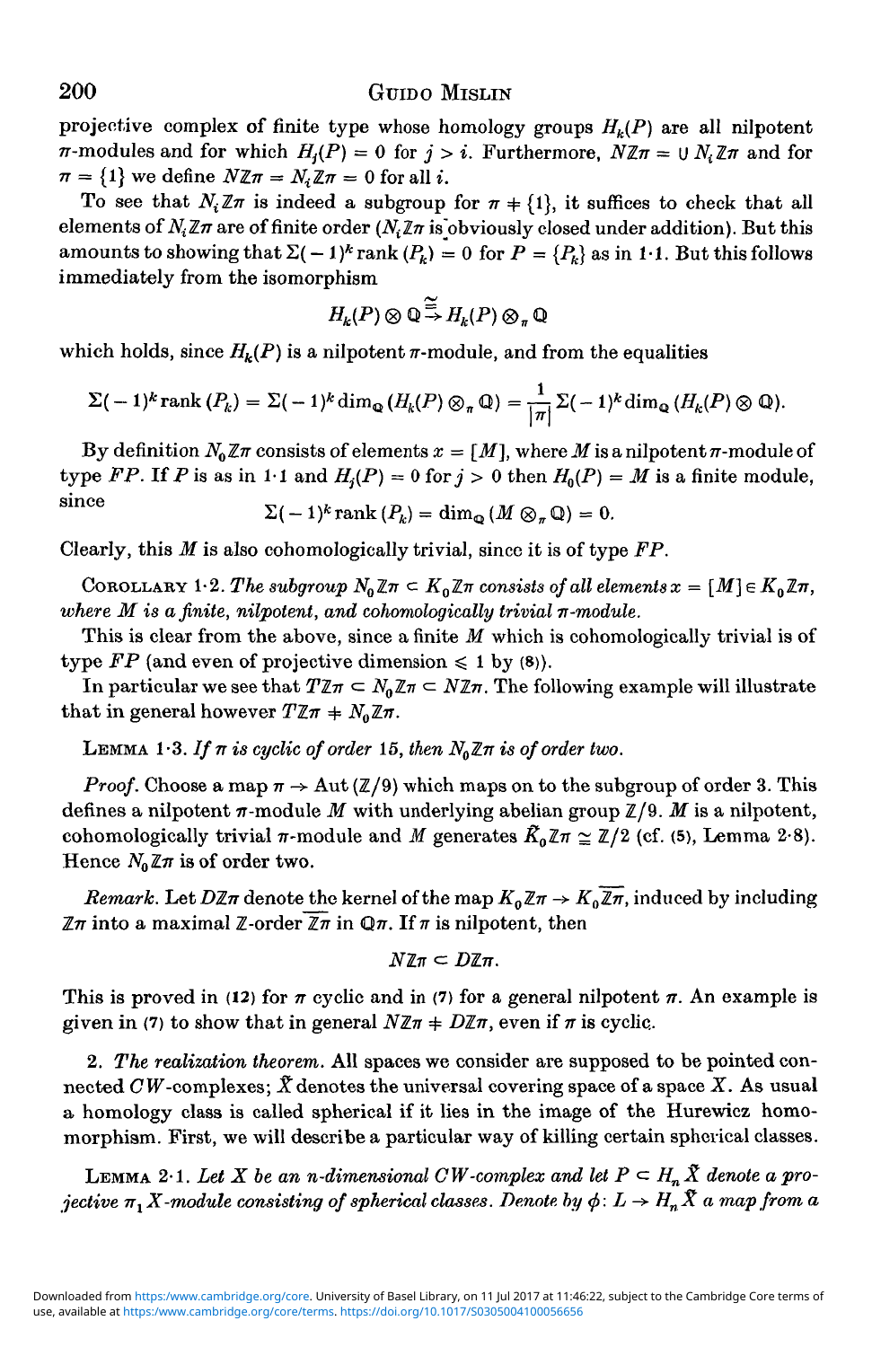projective complex of finite type whose homology groups $H_k(P)$ are all nilpotent $\pi$-modules and for which $H_j(P) = 0$ for $j > i$. Furthermore, $N\mathbb{Z}\pi = \cup N_i\mathbb{Z}\pi$ and for $\pi = \{1\}$ we define $N\mathbb{Z}\pi = N_i\mathbb{Z}\pi = 0$ for all $i$.

To see that $N_i\mathbb{Z}\pi$ is indeed a subgroup for $\pi \neq \{1\}$, it suffices to check that all elements of $N_i\mathbb{Z}\pi$ are of finite order ($N_i\mathbb{Z}\pi$ is obviously closed under addition). But this amounts to showing that $\Sigma(-1)^k \operatorname{rank}(P_k) = 0$ for $P = \{P_k\}$ as in 1·1. But this follows immediately from the isomorphism

$$H_k(P) \otimes \mathbb{Q} \xrightarrow{\cong} H_k(P) \otimes_\pi \mathbb{Q}$$

which holds, since $H_k(P)$ is a nilpotent $\pi$-module, and from the equalities

$$\Sigma(-1)^k \operatorname{rank}(P_k) = \Sigma(-1)^k \dim_{\mathbb{Q}}(H_k(P) \otimes_\pi \mathbb{Q}) = \frac{1}{|\pi|}\Sigma(-1)^k \dim_{\mathbb{Q}}(H_k(P) \otimes \mathbb{Q}).$$

By definition $N_0\mathbb{Z}\pi$ consists of elements $x = [M]$, where $M$ is a nilpotent $\pi$-module of type $FP$. If $P$ is as in 1·1 and $H_j(P) = 0$ for $j > 0$ then $H_0(P) = M$ is a finite module, since

$$\Sigma(-1)^k \operatorname{rank}(P_k) = \dim_{\mathbb{Q}}(M \otimes_\pi \mathbb{Q}) = 0.$$

Clearly, this $M$ is also cohomologically trivial, since it is of type $FP$.

COROLLARY 1·2. *The subgroup $N_0\mathbb{Z}\pi \subset K_0\mathbb{Z}\pi$ consists of all elements $x = [M] \in K_0\mathbb{Z}\pi$, where $M$ is a finite, nilpotent, and cohomologically trivial $\pi$-module.*

This is clear from the above, since a finite $M$ which is cohomologically trivial is of type $FP$ (and even of projective dimension $\leqslant 1$ by (8)).

In particular we see that $T\mathbb{Z}\pi \subset N_0\mathbb{Z}\pi \subset N\mathbb{Z}\pi$. The following example will illustrate that in general however $T\mathbb{Z}\pi \neq N_0\mathbb{Z}\pi$.

LEMMA 1·3. *If $\pi$ is cyclic of order 15, then $N_0\mathbb{Z}\pi$ is of order two.*

*Proof.* Choose a map $\pi \to \operatorname{Aut}(\mathbb{Z}/9)$ which maps on to the subgroup of order 3. This defines a nilpotent $\pi$-module $M$ with underlying abelian group $\mathbb{Z}/9$. $M$ is a nilpotent, cohomologically trivial $\pi$-module and $M$ generates $\tilde{K}_0\mathbb{Z}\pi \cong \mathbb{Z}/2$ (cf. (5), Lemma 2·8). Hence $N_0\mathbb{Z}\pi$ is of order two.

*Remark.* Let $D\mathbb{Z}\pi$ denote the kernel of the map $K_0\mathbb{Z}\pi \to K_0\overline{\mathbb{Z}\pi}$, induced by including $\mathbb{Z}\pi$ into a maximal $\mathbb{Z}$-order $\overline{\mathbb{Z}\pi}$ in $\mathbb{Q}\pi$. If $\pi$ is nilpotent, then

$$N\mathbb{Z}\pi \subset D\mathbb{Z}\pi.$$

This is proved in (12) for $\pi$ cyclic and in (7) for a general nilpotent $\pi$. An example is given in (7) to show that in general $N\mathbb{Z}\pi \neq D\mathbb{Z}\pi$, even if $\pi$ is cyclic.

2. *The realization theorem.* All spaces we consider are supposed to be pointed connected $CW$-complexes; $\tilde{X}$ denotes the universal covering space of a space $X$. As usual a homology class is called spherical if it lies in the image of the Hurewicz homomorphism. First, we will describe a particular way of killing certain spherical classes.

LEMMA 2·1. *Let $X$ be an $n$-dimensional $CW$-complex and let $P \subset H_n\tilde{X}$ denote a projective $\pi_1X$-module consisting of spherical classes. Denote by $\phi: L \to H_n\tilde{X}$ a map from a*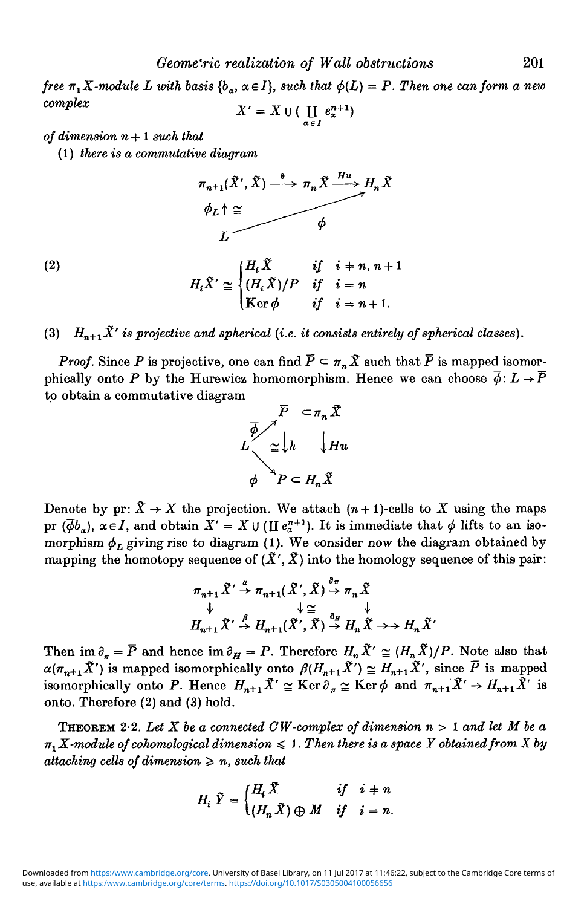*free $\pi_1 X$-module $L$ with basis $\{b_\alpha, \alpha \in I\}$, such that $\phi(L) = P$. Then one can form a new complex*

$$X' = X \cup (\coprod_{\alpha \in I} e_\alpha^{n+1})$$

*of dimension $n+1$ such that*

(1) *there is a commutative diagram*

$$\begin{array}{ccccc} \pi_{n+1}(\tilde{X}', \tilde{X}) & \xrightarrow{\partial} & \pi_n \tilde{X} & \xrightarrow{Hu} & H_n \tilde{X} \\ \phi_L \uparrow \cong & & & \nearrow \phi & \\ L & & & & \end{array}$$

(2)
$$H_i \tilde{X}' \cong \begin{cases} H_i \tilde{X} & \text{if} \quad i \neq n, n+1 \\ (H_i \tilde{X})/P & \text{if} \quad i = n \\ \operatorname{Ker} \phi & \text{if} \quad i = n+1. \end{cases}$$

(3) *$H_{n+1}\tilde{X}'$ is projective and spherical (i.e. it consists entirely of spherical classes).*

*Proof.* Since $P$ is projective, one can find $\bar{P} \subset \pi_n \tilde{X}$ such that $\bar{P}$ is mapped isomorphically onto $P$ by the Hurewicz homomorphism. Hence we can choose $\bar{\phi}: L \to \bar{P}$ to obtain a commutative diagram

$$\begin{array}{ccccc} & & \bar{P} & \subset & \pi_n \tilde{X} \\ & \overset{\bar{\phi}}{\nearrow} & & & \\ L & & \cong \downarrow h & & \downarrow Hu \\ & \underset{\phi}{\searrow} & & & \\ & & P & \subset & H_n \tilde{X} \end{array}$$

Denote by pr: $\tilde{X} \to X$ the projection. We attach $(n+1)$-cells to $X$ using the maps pr $(\bar{\phi} b_\alpha)$, $\alpha \in I$, and obtain $X' = X \cup (\coprod e_\alpha^{n+1})$. It is immediate that $\phi$ lifts to an isomorphism $\phi_L$ giving rise to diagram (1). We consider now the diagram obtained by mapping the homotopy sequence of $(\tilde{X}', \tilde{X})$ into the homology sequence of this pair:

$$\begin{array}{ccccccc} \pi_{n+1}\tilde{X}' & \xrightarrow{\alpha} & \pi_{n+1}(\tilde{X}', \tilde{X}) & \xrightarrow{\partial_\pi} & \pi_n \tilde{X} & & \\ \downarrow & & \downarrow \cong & & \downarrow & & \\ H_{n+1}\tilde{X}' & \xrightarrow{\beta} & H_{n+1}(\tilde{X}', \tilde{X}) & \xrightarrow{\partial_H} & H_n \tilde{X} & \twoheadrightarrow & H_n \tilde{X}' \end{array}$$

Then $\operatorname{im} \partial_\pi = \bar{P}$ and hence $\operatorname{im} \partial_H = P$. Therefore $H_n \tilde{X}' \cong (H_n \tilde{X})/P$. Note also that $\alpha(\pi_{n+1}\tilde{X}')$ is mapped isomorphically onto $\beta(H_{n+1}\tilde{X}') \cong H_{n+1}\tilde{X}'$, since $\bar{P}$ is mapped isomorphically onto $P$. Hence $H_{n+1}\tilde{X}' \cong \operatorname{Ker} \partial_\pi \cong \operatorname{Ker} \phi$ and $\pi_{n+1}\tilde{X}' \to H_{n+1}\tilde{X}'$ is onto. Therefore (2) and (3) hold.

THEOREM 2·2. *Let $X$ be a connected CW-complex of dimension $n > 1$ and let $M$ be a $\pi_1 X$-module of cohomological dimension $\leqslant 1$. Then there is a space $Y$ obtained from $X$ by attaching cells of dimension $\geqslant n$, such that*

$$H_i \tilde{Y} = \begin{cases} H_i \tilde{X} & \text{if} \quad i \neq n \\ (H_n \tilde{X}) \oplus M & \text{if} \quad i = n. \end{cases}$$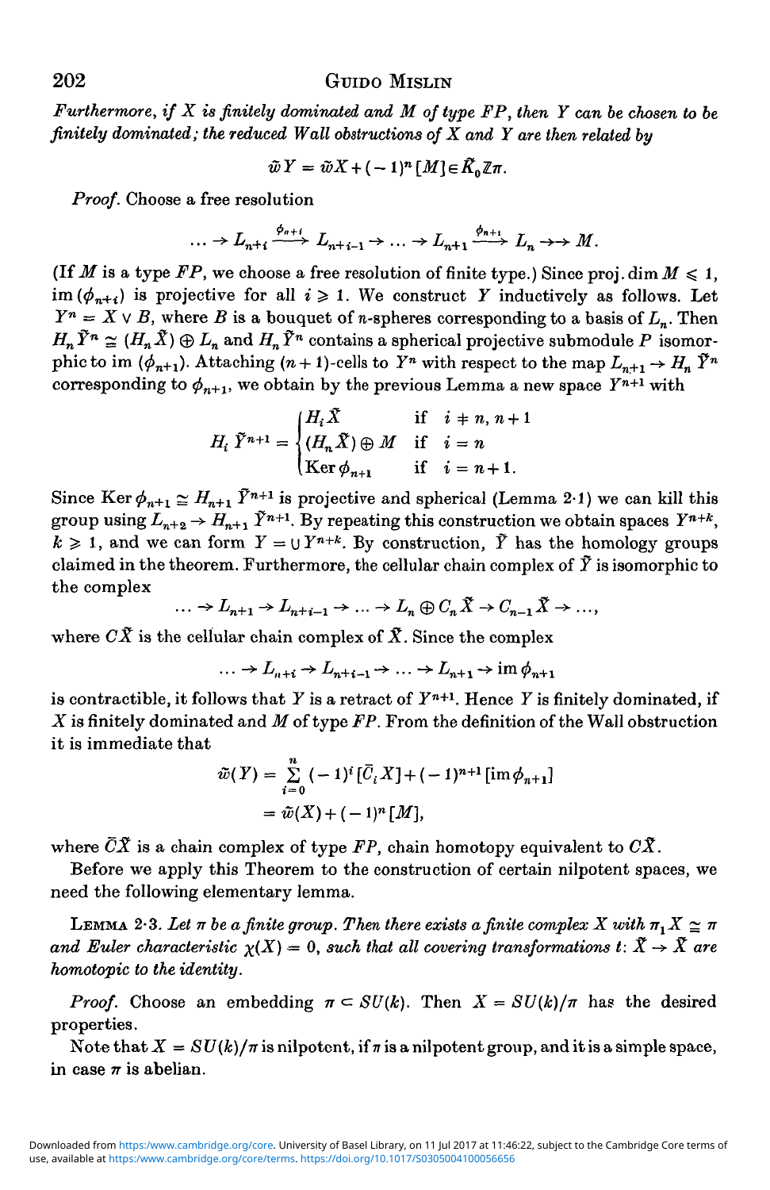*Furthermore, if $X$ is finitely dominated and $M$ of type $FP$, then $Y$ can be chosen to be finitely dominated; the reduced Wall obstructions of $X$ and $Y$ are then related by*

$$\tilde{w}Y = \tilde{w}X + (-1)^n [M] \in \tilde{K}_0 \mathbb{Z}\pi.$$

*Proof.* Choose a free resolution

$$\ldots \to L_{n+i} \xrightarrow{\phi_{n+i}} L_{n+i-1} \to \ldots \to L_{n+1} \xrightarrow{\phi_{n+1}} L_n \twoheadrightarrow M.$$

(If $M$ is a type $FP$, we choose a free resolution of finite type.) Since proj. dim $M \leqslant 1$, $\operatorname{im}(\phi_{n+i})$ is projective for all $i \geqslant 1$. We construct $Y$ inductively as follows. Let $Y^n = X \vee B$, where $B$ is a bouquet of $n$-spheres corresponding to a basis of $L_n$. Then $H_n \tilde{Y}^n \cong (H_n \tilde{X}) \oplus L_n$ and $H_n \tilde{Y}^n$ contains a spherical projective submodule $P$ isomorphic to $\operatorname{im}(\phi_{n+1})$. Attaching $(n+1)$-cells to $Y^n$ with respect to the map $L_{n+1} \to H_n \tilde{Y}^n$ corresponding to $\phi_{n+1}$, we obtain by the previous Lemma a new space $Y^{n+1}$ with

$$H_i \tilde{Y}^{n+1} = \begin{cases} H_i \tilde{X} & \text{if } i \neq n, n+1 \\ (H_n \tilde{X}) \oplus M & \text{if } i = n \\ \operatorname{Ker} \phi_{n+1} & \text{if } i = n+1. \end{cases}$$

Since $\operatorname{Ker} \phi_{n+1} \cong H_{n+1} \tilde{Y}^{n+1}$ is projective and spherical (Lemma 2·1) we can kill this group using $L_{n+2} \to H_{n+1} \tilde{Y}^{n+1}$. By repeating this construction we obtain spaces $Y^{n+k}$, $k \geqslant 1$, and we can form $Y = \cup Y^{n+k}$. By construction, $\tilde{Y}$ has the homology groups claimed in the theorem. Furthermore, the cellular chain complex of $\tilde{Y}$ is isomorphic to the complex

$$\ldots \to L_{n+1} \to L_{n+i-1} \to \ldots \to L_n \oplus C_n \tilde{X} \to C_{n-1} \tilde{X} \to \ldots,$$

where $C\tilde{X}$ is the cellular chain complex of $\tilde{X}$. Since the complex

$$\ldots \to L_{n+i} \to L_{n+i-1} \to \ldots \to L_{n+1} \to \operatorname{im} \phi_{n+1}$$

is contractible, it follows that $Y$ is a retract of $Y^{n+1}$. Hence $Y$ is finitely dominated, if $X$ is finitely dominated and $M$ of type $FP$. From the definition of the Wall obstruction it is immediate that

$$\begin{aligned} \tilde{w}(Y) &= \sum_{i=0}^{n} (-1)^i [\bar{C}_i X] + (-1)^{n+1} [\operatorname{im} \phi_{n+1}] \\ &= \tilde{w}(X) + (-1)^n [M], \end{aligned}$$

where $\bar{C}\tilde{X}$ is a chain complex of type $FP$, chain homotopy equivalent to $C\tilde{X}$.

Before we apply this Theorem to the construction of certain nilpotent spaces, we need the following elementary lemma.

LEMMA 2·3. *Let $\pi$ be a finite group. Then there exists a finite complex $X$ with $\pi_1 X \cong \pi$ and Euler characteristic $\chi(X) = 0$, such that all covering transformations $t\colon \tilde{X} \to \tilde{X}$ are homotopic to the identity.*

*Proof.* Choose an embedding $\pi \subset SU(k)$. Then $X = SU(k)/\pi$ has the desired properties.

Note that $X = SU(k)/\pi$ is nilpotent, if $\pi$ is a nilpotent group, and it is a simple space, in case $\pi$ is abelian.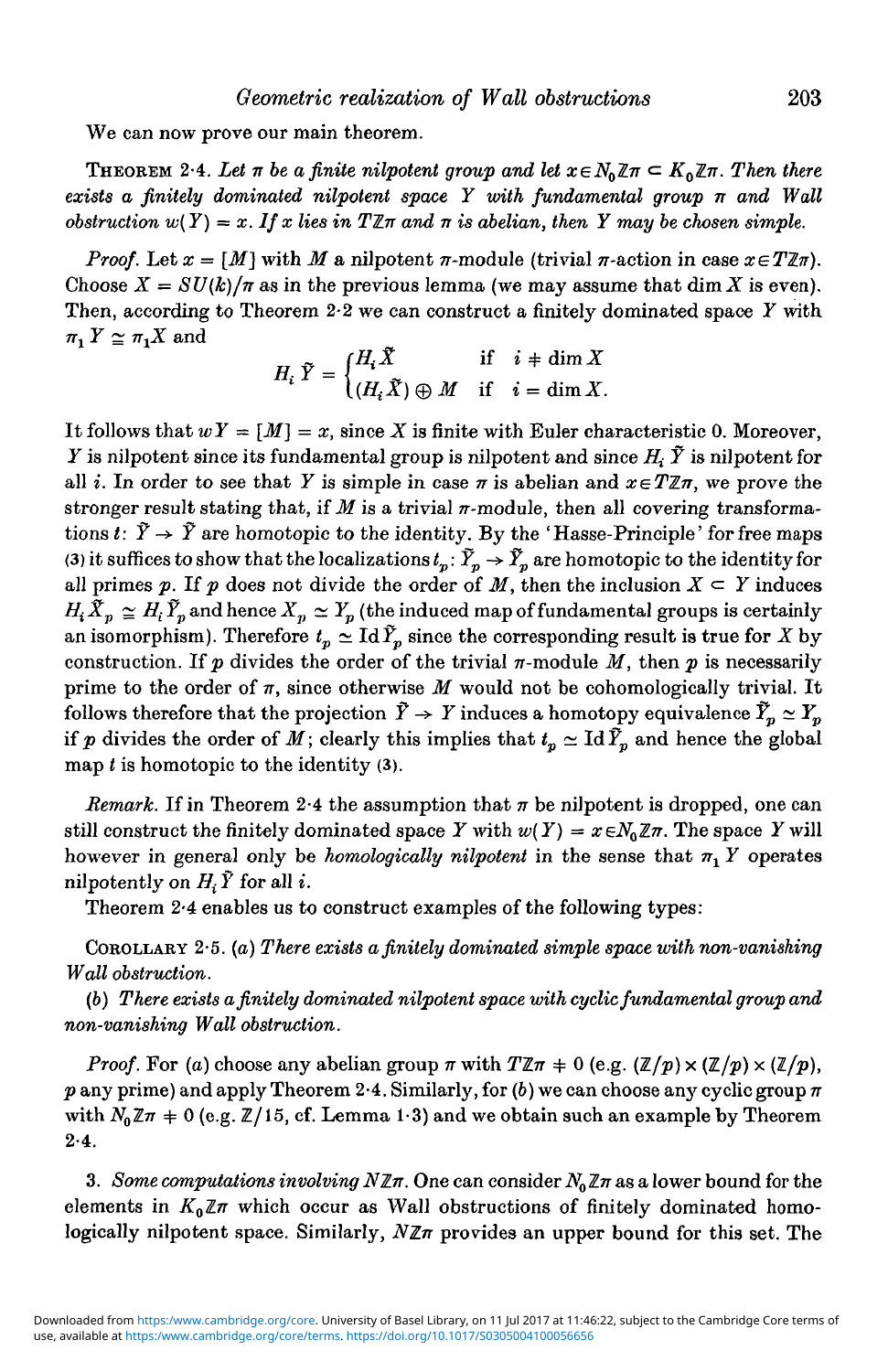We can now prove our main theorem.

THEOREM 2·4. *Let $\pi$ be a finite nilpotent group and let $x \in N_0\mathbb{Z}\pi \subset K_0\mathbb{Z}\pi$. Then there exists a finitely dominated nilpotent space $Y$ with fundamental group $\pi$ and Wall obstruction $w(Y) = x$. If $x$ lies in $T\mathbb{Z}\pi$ and $\pi$ is abelian, then $Y$ may be chosen simple.*

*Proof.* Let $x = [M]$ with $M$ a nilpotent $\pi$-module (trivial $\pi$-action in case $x \in T\mathbb{Z}\pi$). Choose $X = SU(k)/\pi$ as in the previous lemma (we may assume that $\dim X$ is even). Then, according to Theorem 2·2 we can construct a finitely dominated space $Y$ with $\pi_1 Y \cong \pi_1 X$ and

$$H_i\,\tilde{Y} = \begin{cases} H_i\,\tilde{X} & \text{if} \quad i \neq \dim X \\ (H_i\,\tilde{X}) \oplus M & \text{if} \quad i = \dim X. \end{cases}$$

It follows that $wY = [M] = x$, since $X$ is finite with Euler characteristic 0. Moreover, $Y$ is nilpotent since its fundamental group is nilpotent and since $H_i\,\tilde{Y}$ is nilpotent for all $i$. In order to see that $Y$ is simple in case $\pi$ is abelian and $x \in T\mathbb{Z}\pi$, we prove the stronger result stating that, if $M$ is a trivial $\pi$-module, then all covering transformations $t\colon \tilde{Y} \to \tilde{Y}$ are homotopic to the identity. By the 'Hasse-Principle' for free maps (3) it suffices to show that the localizations $t_p\colon \tilde{Y}_p \to \tilde{Y}_p$ are homotopic to the identity for all primes $p$. If $p$ does not divide the order of $M$, then the inclusion $X \subset Y$ induces $H_i\,\tilde{X}_p \cong H_i\,\tilde{Y}_p$ and hence $X_p \simeq Y_p$ (the induced map of fundamental groups is certainly an isomorphism). Therefore $t_p \simeq \mathrm{Id}\,\tilde{Y}_p$ since the corresponding result is true for $X$ by construction. If $p$ divides the order of the trivial $\pi$-module $M$, then $p$ is necessarily prime to the order of $\pi$, since otherwise $M$ would not be cohomologically trivial. It follows therefore that the projection $\tilde{Y} \to Y$ induces a homotopy equivalence $\tilde{Y}_p \simeq Y_p$ if $p$ divides the order of $M$; clearly this implies that $t_p \simeq \mathrm{Id}\,\tilde{Y}_p$ and hence the global map $t$ is homotopic to the identity (3).

*Remark.* If in Theorem 2·4 the assumption that $\pi$ be nilpotent is dropped, one can still construct the finitely dominated space $Y$ with $w(Y) = x \in N_0\mathbb{Z}\pi$. The space $Y$ will however in general only be *homologically nilpotent* in the sense that $\pi_1 Y$ operates nilpotently on $H_i\,\tilde{Y}$ for all $i$.

Theorem 2·4 enables us to construct examples of the following types:

COROLLARY 2·5. (*a*) *There exists a finitely dominated simple space with non-vanishing Wall obstruction.*

(*b*) *There exists a finitely dominated nilpotent space with cyclic fundamental group and non-vanishing Wall obstruction.*

*Proof.* For (*a*) choose any abelian group $\pi$ with $T\mathbb{Z}\pi \neq 0$ (e.g. $(\mathbb{Z}/p) \times (\mathbb{Z}/p) \times (\mathbb{Z}/p)$, $p$ any prime) and apply Theorem 2·4. Similarly, for (*b*) we can choose any cyclic group $\pi$ with $N_0\mathbb{Z}\pi \neq 0$ (e.g. $\mathbb{Z}/15$, cf. Lemma 1·3) and we obtain such an example by Theorem 2·4.

3. *Some computations involving $N\mathbb{Z}\pi$.* One can consider $N_0\mathbb{Z}\pi$ as a lower bound for the elements in $K_0\mathbb{Z}\pi$ which occur as Wall obstructions of finitely dominated homologically nilpotent space. Similarly, $N\mathbb{Z}\pi$ provides an upper bound for this set. The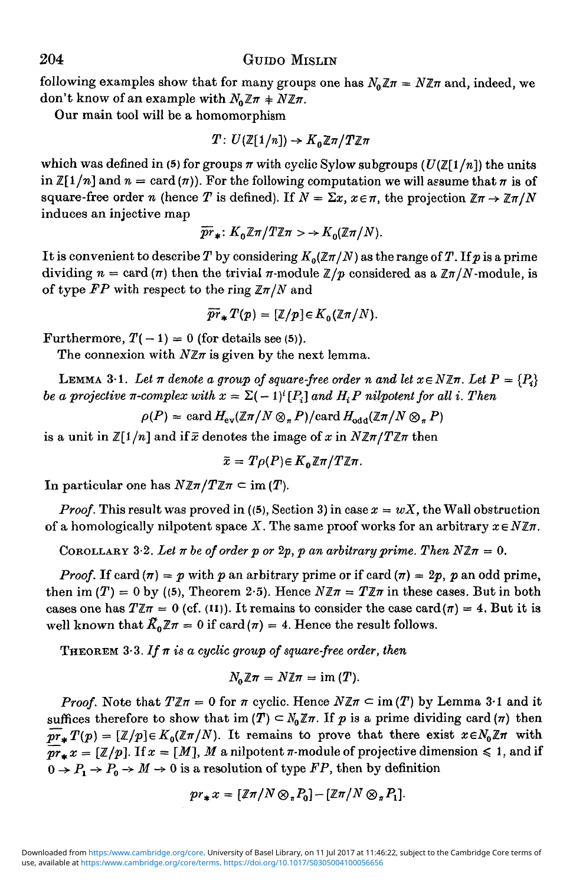following examples show that for many groups one has $N_0\mathbb{Z}\pi = N\mathbb{Z}\pi$ and, indeed, we don't know of an example with $N_0\mathbb{Z}\pi \neq N\mathbb{Z}\pi$.

Our main tool will be a homomorphism

$$T\colon U(\mathbb{Z}[1/n]) \to K_0\mathbb{Z}\pi/T\mathbb{Z}\pi$$

which was defined in (5) for groups $\pi$ with cyclic Sylow subgroups ($U(\mathbb{Z}[1/n])$ the units in $\mathbb{Z}[1/n]$ and $n = \operatorname{card}(\pi)$). For the following computation we will assume that $\pi$ is of square-free order $n$ (hence $T$ is defined). If $N = \Sigma x$, $x \in \pi$, the projection $\mathbb{Z}\pi \to \mathbb{Z}\pi/N$ induces an injective map

$$\overline{pr}_*\colon K_0\mathbb{Z}\pi/T\mathbb{Z}\pi \rightarrowtail K_0(\mathbb{Z}\pi/N).$$

It is convenient to describe $T$ by considering $K_0(\mathbb{Z}\pi/N)$ as the range of $T$. If $p$ is a prime dividing $n = \operatorname{card}(\pi)$ then the trivial $\pi$-module $\mathbb{Z}/p$ considered as a $\mathbb{Z}\pi/N$-module, is of type $FP$ with respect to the ring $\mathbb{Z}\pi/N$ and

$$\overline{pr}_*T(p) = [\mathbb{Z}/p] \in K_0(\mathbb{Z}\pi/N).$$

Furthermore, $T(-1) = 0$ (for details see (5)).

The connexion with $N\mathbb{Z}\pi$ is given by the next lemma.

LEMMA 3·1. *Let $\pi$ denote a group of square-free order $n$ and let $x \in N\mathbb{Z}\pi$. Let $P = \{P_i\}$ be a projective $\pi$-complex with $x = \Sigma(-1)^i[P_i]$ and $H_iP$ nilpotent for all $i$. Then*

$$\rho(P) = \operatorname{card} H_{\mathrm{ev}}(\mathbb{Z}\pi/N \otimes_\pi P)/\operatorname{card} H_{\mathrm{odd}}(\mathbb{Z}\pi/N \otimes_\pi P)$$

*is a unit in $\mathbb{Z}[1/n]$ and if $\bar{x}$ denotes the image of $x$ in $N\mathbb{Z}\pi/T\mathbb{Z}\pi$ then*

$$\bar{x} = T\rho(P) \in K_0\mathbb{Z}\pi/T\mathbb{Z}\pi.$$

*In particular one has $N\mathbb{Z}\pi/T\mathbb{Z}\pi \subset \operatorname{im}(T)$.*

*Proof.* This result was proved in ((5), Section 3) in case $x = wX$, the Wall obstruction of a homologically nilpotent space $X$. The same proof works for an arbitrary $x \in N\mathbb{Z}\pi$.

COROLLARY 3·2. *Let $\pi$ be of order $p$ or $2p$, $p$ an arbitrary prime. Then $N\mathbb{Z}\pi = 0$.*

*Proof.* If $\operatorname{card}(\pi) = p$ with $p$ an arbitrary prime or if $\operatorname{card}(\pi) = 2p$, $p$ an odd prime, then $\operatorname{im}(T) = 0$ by ((5), Theorem 2·5). Hence $N\mathbb{Z}\pi = T\mathbb{Z}\pi$ in these cases. But in both cases one has $T\mathbb{Z}\pi = 0$ (cf. (11)). It remains to consider the case $\operatorname{card}(\pi) = 4$. But it is well known that $\tilde{K}_0\mathbb{Z}\pi = 0$ if $\operatorname{card}(\pi) = 4$. Hence the result follows.

THEOREM 3·3. *If $\pi$ is a cyclic group of square-free order, then*

$$N_0\mathbb{Z}\pi = N\mathbb{Z}\pi = \operatorname{im}(T).$$

*Proof.* Note that $T\mathbb{Z}\pi = 0$ for $\pi$ cyclic. Hence $N\mathbb{Z}\pi \subset \operatorname{im}(T)$ by Lemma 3·1 and it suffices therefore to show that $\operatorname{im}(T) \subset N_0\mathbb{Z}\pi$. If $p$ is a prime dividing $\operatorname{card}(\pi)$ then $\overline{pr}_*T(p) = [\mathbb{Z}/p] \in K_0(\mathbb{Z}\pi/N)$. It remains to prove that there exist $x \in N_0\mathbb{Z}\pi$ with $\overline{pr}_*x = [\mathbb{Z}/p]$. If $x = [M]$, $M$ a nilpotent $\pi$-module of projective dimension $\leq 1$, and if $0 \to P_1 \to P_0 \to M \to 0$ is a resolution of type $FP$, then by definition

$$pr_*x = [\mathbb{Z}\pi/N \otimes_\pi P_0] - [\mathbb{Z}\pi/N \otimes_\pi P_1].$$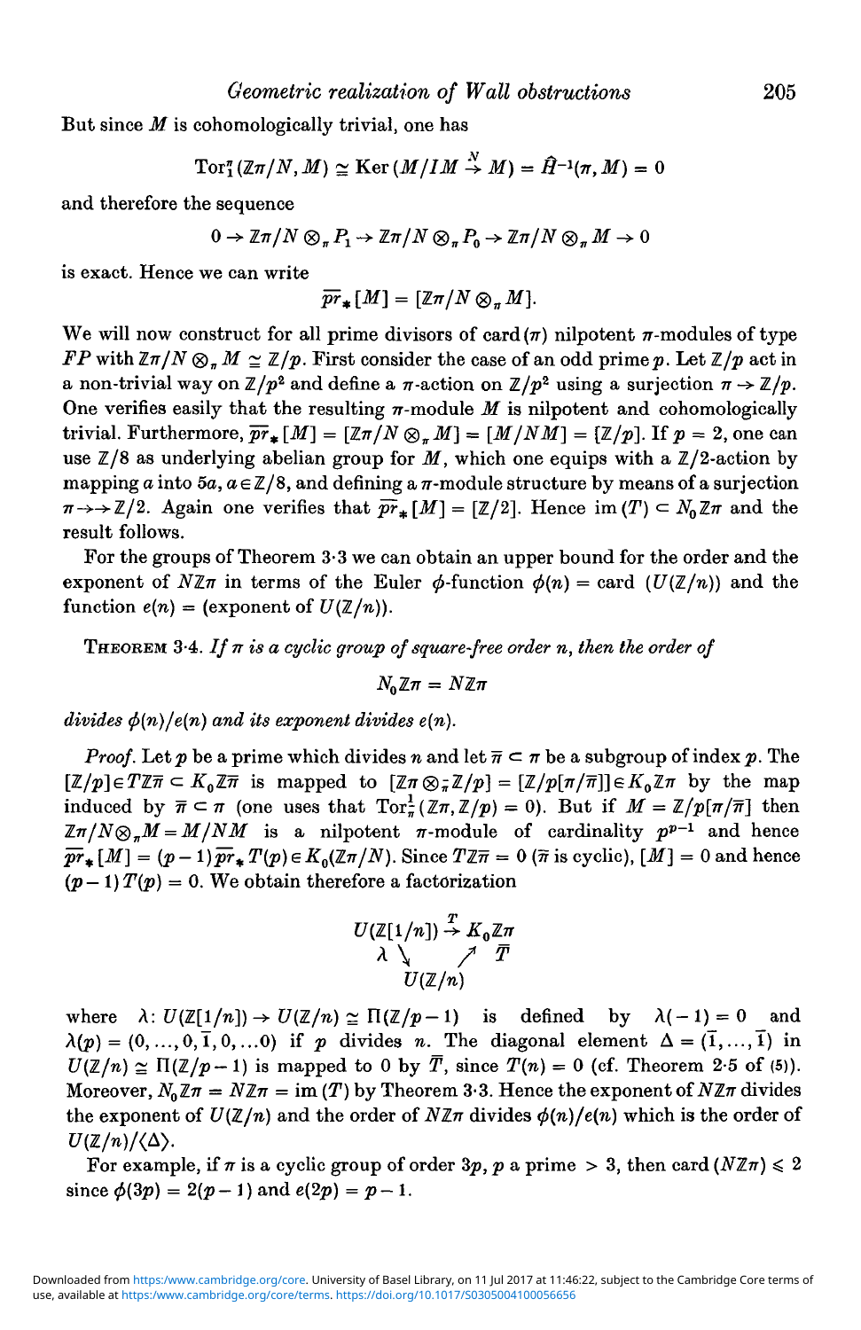But since $M$ is cohomologically trivial, one has

$$\mathrm{Tor}_1^\pi(\mathbb{Z}\pi/N, M) \cong \mathrm{Ker}\,(M/IM \xrightarrow{N} M) = \hat{H}^{-1}(\pi, M) = 0$$

and therefore the sequence

$$0 \to \mathbb{Z}\pi/N \otimes_\pi P_1 \to \mathbb{Z}\pi/N \otimes_\pi P_0 \to \mathbb{Z}\pi/N \otimes_\pi M \to 0$$

is exact. Hence we can write

$$\overline{pr}_*[M] = [\mathbb{Z}\pi/N \otimes_\pi M].$$

We will now construct for all prime divisors of card$(\pi)$ nilpotent $\pi$-modules of type $FP$ with $\mathbb{Z}\pi/N \otimes_\pi M \cong \mathbb{Z}/p$. First consider the case of an odd prime $p$. Let $\mathbb{Z}/p$ act in a non-trivial way on $\mathbb{Z}/p^2$ and define a $\pi$-action on $\mathbb{Z}/p^2$ using a surjection $\pi \to \mathbb{Z}/p$. One verifies easily that the resulting $\pi$-module $M$ is nilpotent and cohomologically trivial. Furthermore, $\overline{pr}_*[M] = [\mathbb{Z}\pi/N \otimes_\pi M] = [M/NM] = [\mathbb{Z}/p]$. If $p = 2$, one can use $\mathbb{Z}/8$ as underlying abelian group for $M$, which one equips with a $\mathbb{Z}/2$-action by mapping $a$ into $5a$, $a \in \mathbb{Z}/8$, and defining a $\pi$-module structure by means of a surjection $\pi \twoheadrightarrow \mathbb{Z}/2$. Again one verifies that $\overline{pr}_*[M] = [\mathbb{Z}/2]$. Hence $\mathrm{im}\,(T) \subset N_0\mathbb{Z}\pi$ and the result follows.

For the groups of Theorem 3·3 we can obtain an upper bound for the order and the exponent of $N\mathbb{Z}\pi$ in terms of the Euler $\phi$-function $\phi(n) = \mathrm{card}\ (U(\mathbb{Z}/n))$ and the function $e(n) = (\text{exponent of } U(\mathbb{Z}/n))$.

THEOREM 3·4. *If $\pi$ is a cyclic group of square-free order $n$, then the order of*

$$N_0\mathbb{Z}\pi = N\mathbb{Z}\pi$$

*divides $\phi(n)/e(n)$ and its exponent divides $e(n)$.*

*Proof.* Let $p$ be a prime which divides $n$ and let $\overline{\pi} \subset \pi$ be a subgroup of index $p$. The $[\mathbb{Z}/p] \in T\mathbb{Z}\overline{\pi} \subset K_0\mathbb{Z}\overline{\pi}$ is mapped to $[\mathbb{Z}\pi \otimes_{\overline{\pi}} \mathbb{Z}/p] = [\mathbb{Z}/p[\pi/\overline{\pi}]] \in K_0\mathbb{Z}\pi$ by the map induced by $\overline{\pi} \subset \pi$ (one uses that $\mathrm{Tor}_1^{\overline{\pi}}(\mathbb{Z}\pi, \mathbb{Z}/p) = 0$). But if $M = \mathbb{Z}/p[\pi/\overline{\pi}]$ then $\mathbb{Z}\pi/N \otimes_\pi M = M/NM$ is a nilpotent $\pi$-module of cardinality $p^{p-1}$ and hence $\overline{pr}_*[M] = (p-1)\,\overline{pr}_*\,T(p) \in K_0(\mathbb{Z}\pi/N)$. Since $T\mathbb{Z}\overline{\pi} = 0$ ($\overline{\pi}$ is cyclic), $[M] = 0$ and hence $(p-1)\,T(p) = 0$. We obtain therefore a factorization

$$\begin{array}{ccc} U(\mathbb{Z}[1/n]) & \xrightarrow{T} & K_0\mathbb{Z}\pi \\ \lambda \searrow & & \nearrow \overline{T} \\ & U(\mathbb{Z}/n) & \end{array}$$

where $\lambda: U(\mathbb{Z}[1/n]) \to U(\mathbb{Z}/n) \cong \Pi(\mathbb{Z}/p-1)$ is defined by $\lambda(-1) = 0$ and $\lambda(p) = (0, \ldots, 0, \overline{1}, 0, \ldots 0)$ if $p$ divides $n$. The diagonal element $\Delta = (\overline{1}, \ldots, \overline{1})$ in $U(\mathbb{Z}/n) \cong \Pi(\mathbb{Z}/p-1)$ is mapped to $0$ by $\overline{T}$, since $T(n) = 0$ (cf. Theorem 2·5 of (5)). Moreover, $N_0\mathbb{Z}\pi = N\mathbb{Z}\pi = \mathrm{im}\,(T)$ by Theorem 3·3. Hence the exponent of $N\mathbb{Z}\pi$ divides the exponent of $U(\mathbb{Z}/n)$ and the order of $N\mathbb{Z}\pi$ divides $\phi(n)/e(n)$ which is the order of $U(\mathbb{Z}/n)/\langle\Delta\rangle$.

For example, if $\pi$ is a cyclic group of order $3p$, $p$ a prime $> 3$, then $\mathrm{card}\,(N\mathbb{Z}\pi) \leqslant 2$ since $\phi(3p) = 2(p-1)$ and $e(2p) = p-1$.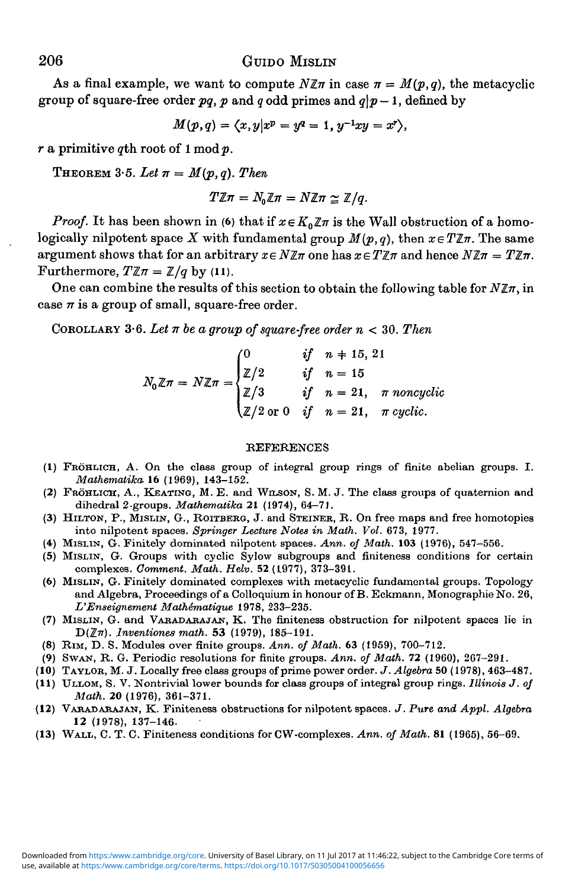As a final example, we want to compute $N\mathbb{Z}\pi$ in case $\pi = M(p, q)$, the metacyclic group of square-free order $pq$, $p$ and $q$ odd primes and $q|p-1$, defined by

$$M(p,q) = \langle x, y \mid x^p = y^q = 1, y^{-1}xy = x^r \rangle,$$

$r$ a primitive $q$th root of 1 mod $p$.

THEOREM 3·5. *Let* $\pi = M(p, q)$. *Then*

$$T\mathbb{Z}\pi = N_0\mathbb{Z}\pi = N\mathbb{Z}\pi \cong \mathbb{Z}/q.$$

*Proof.* It has been shown in (6) that if $x \in K_0\mathbb{Z}\pi$ is the Wall obstruction of a homologically nilpotent space $X$ with fundamental group $M(p, q)$, then $x \in T\mathbb{Z}\pi$. The same argument shows that for an arbitrary $x \in N\mathbb{Z}\pi$ one has $x \in T\mathbb{Z}\pi$ and hence $N\mathbb{Z}\pi = T\mathbb{Z}\pi$. Furthermore, $T\mathbb{Z}\pi = \mathbb{Z}/q$ by (11).

One can combine the results of this section to obtain the following table for $N\mathbb{Z}\pi$, in case $\pi$ is a group of small, square-free order.

COROLLARY 3·6. *Let* $\pi$ *be a group of square-free order* $n < 30$. *Then*

$$N_0\mathbb{Z}\pi = N\mathbb{Z}\pi = \begin{cases} 0 & \text{if} \quad n \neq 15,\ 21 \\ \mathbb{Z}/2 & \text{if} \quad n = 15 \\ \mathbb{Z}/3 & \text{if} \quad n = 21, \quad \pi \text{ noncyclic} \\ \mathbb{Z}/2 \text{ or } 0 & \text{if} \quad n = 21, \quad \pi \text{ cyclic.} \end{cases}$$

## REFERENCES

(1) FRÖHLICH, A. On the class group of integral group rings of finite abelian groups. I. *Mathematika* **16** (1969), 143–152.

(2) FRÖHLICH, A., KEATING, M. E. and WILSON, S. M. J. The class groups of quaternion and dihedral 2-groups. *Mathematika* **21** (1974), 64–71.

(3) HILTON, P., MISLIN, G., ROITBERG, J. and STEINER, R. On free maps and free homotopies into nilpotent spaces. *Springer Lecture Notes in Math. Vol.* 673, 1977.

(4) MISLIN, G. Finitely dominated nilpotent spaces. *Ann. of Math.* **103** (1976), 547–556.

(5) MISLIN, G. Groups with cyclic Sylow subgroups and finiteness conditions for certain complexes. *Comment. Math. Helv.* **52** (1977), 373–391.

(6) MISLIN, G. Finitely dominated complexes with metacyclic fundamental groups. Topology and Algebra, Proceedings of a Colloquium in honour of B. Eckmann, Monographie No. 26, *L'Enseignement Mathématique* 1978, 233–235.

(7) MISLIN, G. and VARADARAJAN, K. The finiteness obstruction for nilpotent spaces lie in $D(\mathbb{Z}\pi)$. *Inventiones math.* **53** (1979), 185–191.

(8) RIM, D. S. Modules over finite groups. *Ann. of Math.* **63** (1959), 700–712.

(9) SWAN, R. G. Periodic resolutions for finite groups. *Ann. of Math.* **72** (1960), 267–291.

(10) TAYLOR, M. J. Locally free class groups of prime power order. *J. Algebra* **50** (1978), 463–487.

(11) ULLOM, S. V. Nontrivial lower bounds for class groups of integral group rings. *Illinois J. of Math.* **20** (1976), 361–371.

(12) VARADARAJAN, K. Finiteness obstructions for nilpotent spaces. *J. Pure and Appl. Algebra* **12** (1978), 137–146.

(13) WALL, C. T. C. Finiteness conditions for CW-complexes. *Ann. of Math.* **81** (1965), 56–69.